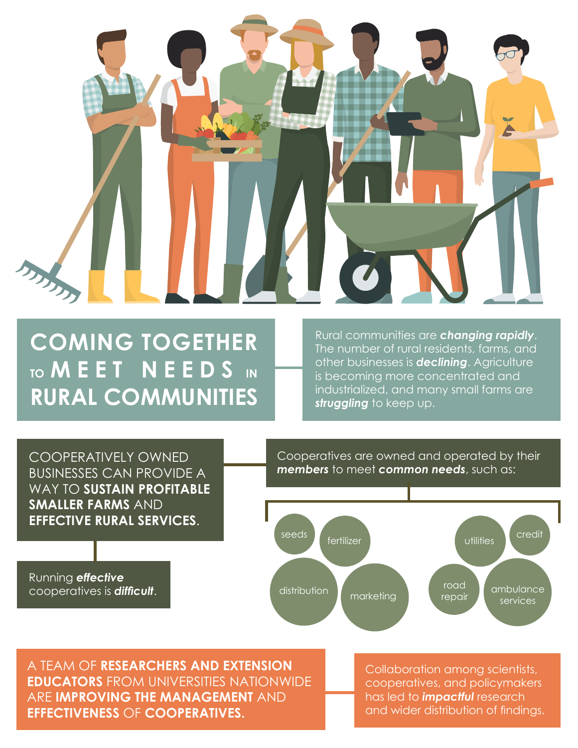# COMING TOGETHER TO MEET NEEDS IN RURAL COMMUNITIES

Rural communities are ***changing rapidly***. The number of rural residents, farms, and other businesses is ***declining***. Agriculture is becoming more concentrated and industrialized, and many small farms are ***struggling*** to keep up.

COOPERATIVELY OWNED BUSINESSES CAN PROVIDE A WAY TO **SUSTAIN PROFITABLE SMALLER FARMS** AND **EFFECTIVE RURAL SERVICES**.

Cooperatives are owned and operated by their ***members*** to meet ***common needs***, such as:

- seeds
- fertilizer
- distribution
- marketing
- utilities
- credit
- road repair
- ambulance services

Running ***effective*** cooperatives is ***difficult***.

A TEAM OF **RESEARCHERS AND EXTENSION EDUCATORS** FROM UNIVERSITIES NATIONWIDE ARE **IMPROVING THE MANAGEMENT** AND **EFFECTIVENESS** OF **COOPERATIVES.**

Collaboration among scientists, cooperatives, and policymakers has led to ***impactful*** research and wider distribution of findings.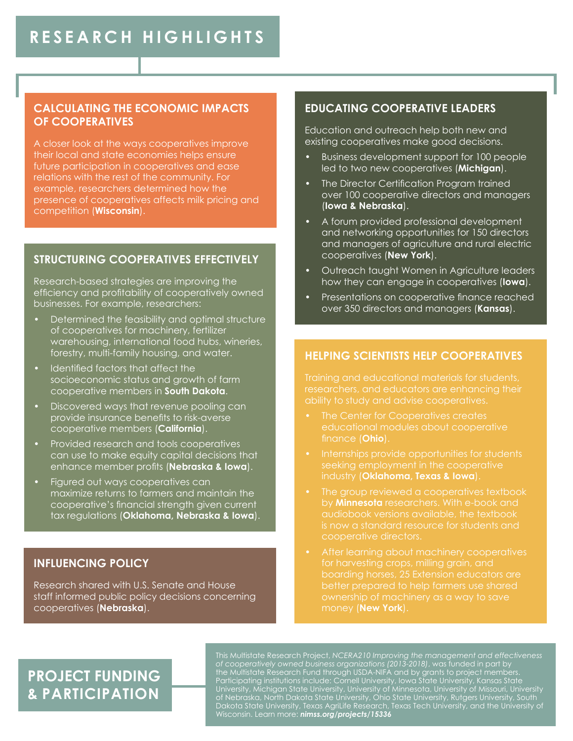# RESEARCH HIGHLIGHTS

## CALCULATING THE ECONOMIC IMPACTS OF COOPERATIVES

A closer look at the ways cooperatives improve their local and state economies helps ensure future participation in cooperatives and ease relations with the rest of the community. For example, researchers determined how the presence of cooperatives affects milk pricing and competition (**Wisconsin**).

## STRUCTURING COOPERATIVES EFFECTIVELY

Research-based strategies are improving the efficiency and profitability of cooperatively owned businesses. For example, researchers:

- Determined the feasibility and optimal structure of cooperatives for machinery, fertilizer warehousing, international food hubs, wineries, forestry, multi-family housing, and water.
- Identified factors that affect the socioeconomic status and growth of farm cooperative members in **South Dakota**.
- Discovered ways that revenue pooling can provide insurance benefits to risk-averse cooperative members (**California**).
- Provided research and tools cooperatives can use to make equity capital decisions that enhance member profits (**Nebraska & Iowa**).
- Figured out ways cooperatives can maximize returns to farmers and maintain the cooperative's financial strength given current tax regulations (**Oklahoma, Nebraska & Iowa**).

## INFLUENCING POLICY

Research shared with U.S. Senate and House staff informed public policy decisions concerning cooperatives (**Nebraska**).

## EDUCATING COOPERATIVE LEADERS

Education and outreach help both new and existing cooperatives make good decisions.

- Business development support for 100 people led to two new cooperatives (**Michigan**).
- The Director Certification Program trained over 100 cooperative directors and managers (**Iowa & Nebraska**).
- A forum provided professional development and networking opportunities for 150 directors and managers of agriculture and rural electric cooperatives (**New York**).
- Outreach taught Women in Agriculture leaders how they can engage in cooperatives (**Iowa**).
- Presentations on cooperative finance reached over 350 directors and managers (**Kansas**).

## HELPING SCIENTISTS HELP COOPERATIVES

Training and educational materials for students, researchers, and educators are enhancing their ability to study and advise cooperatives.

- The Center for Cooperatives creates educational modules about cooperative finance (**Ohio**).
- Internships provide opportunities for students seeking employment in the cooperative industry (**Oklahoma, Texas & Iowa**).
- The group reviewed a cooperatives textbook by **Minnesota** researchers. With e-book and audiobook versions available, the textbook is now a standard resource for students and cooperative directors.
- After learning about machinery cooperatives for harvesting crops, milling grain, and boarding horses, 25 Extension educators are better prepared to help farmers use shared ownership of machinery as a way to save money (**New York**).

## PROJECT FUNDING & PARTICIPATION

This Multistate Research Project, *NCERA210 Improving the management and effectiveness of cooperatively owned business organizations (2013-2018)*, was funded in part by the Multistate Research Fund through USDA-NIFA and by grants to project members. Participating institutions include: Cornell University, Iowa State University, Kansas State University, Michigan State University, University of Minnesota, University of Missouri, University of Nebraska, North Dakota State University, Ohio State University, Rutgers University, South Dakota State University, Texas AgriLife Research, Texas Tech University, and the University of Wisconsin. Learn more: ***nimss.org/projects/15336***